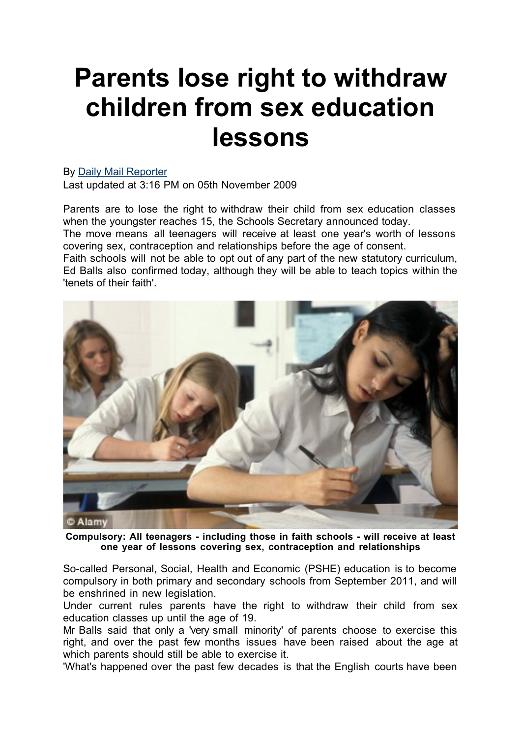# Parents lose right to withdraw children from sex education lessons

By [Daily Mail Reporter]
Last updated at 3:16 PM on 05th November 2009

Parents are to lose the right to withdraw their child from sex education classes when the youngster reaches 15, the Schools Secretary announced today.
The move means all teenagers will receive at least one year's worth of lessons covering sex, contraception and relationships before the age of consent.
Faith schools will not be able to opt out of any part of the new statutory curriculum, Ed Balls also confirmed today, although they will be able to teach topics within the 'tenets of their faith'.

**Compulsory: All teenagers - including those in faith schools - will receive at least one year of lessons covering sex, contraception and relationships**

So-called Personal, Social, Health and Economic (PSHE) education is to become compulsory in both primary and secondary schools from September 2011, and will be enshrined in new legislation.
Under current rules parents have the right to withdraw their child from sex education classes up until the age of 19.
Mr Balls said that only a 'very small minority' of parents choose to exercise this right, and over the past few months issues have been raised about the age at which parents should still be able to exercise it.
'What's happened over the past few decades is that the English courts have been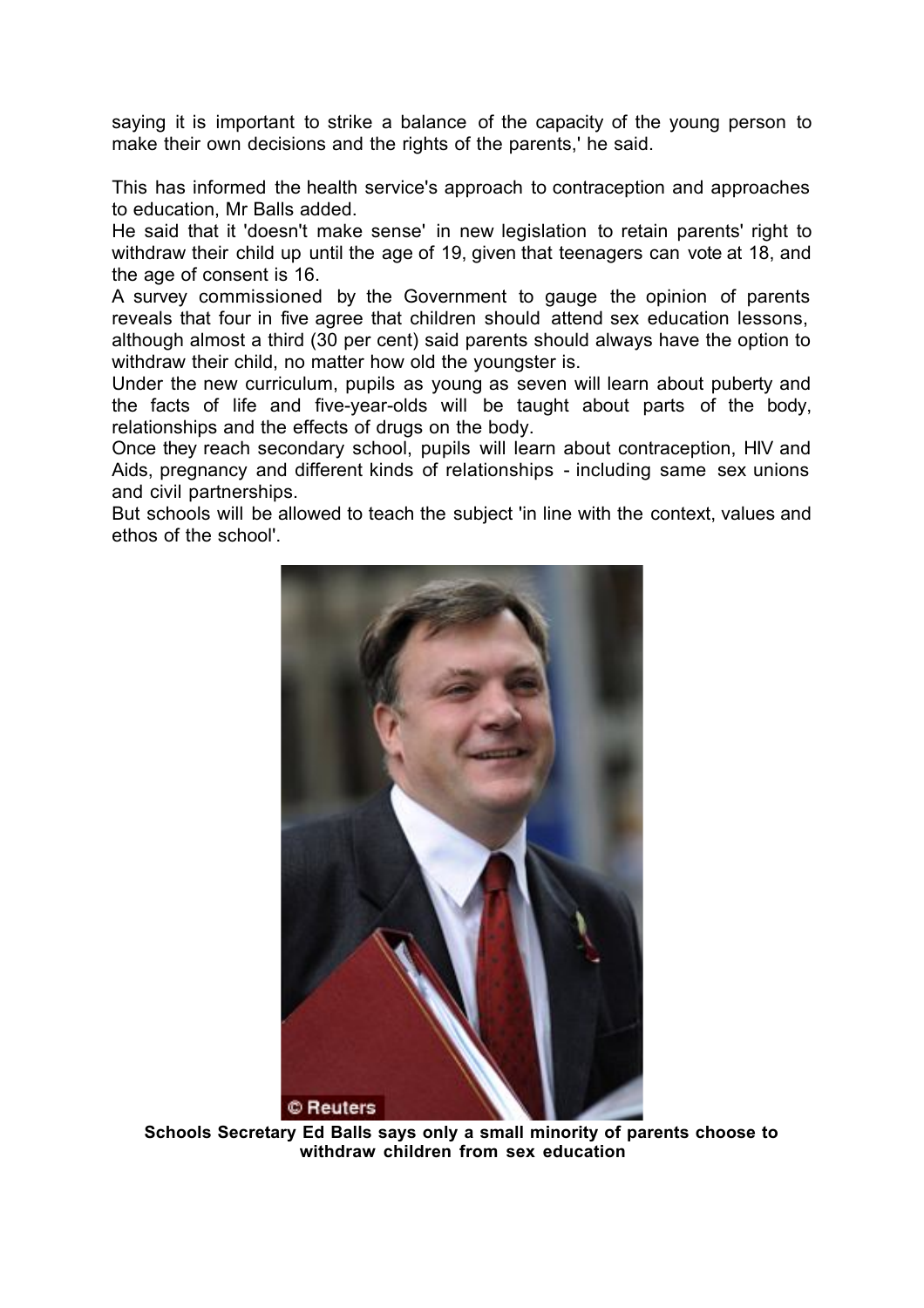saying it is important to strike a balance of the capacity of the young person to make their own decisions and the rights of the parents,' he said.

This has informed the health service's approach to contraception and approaches to education, Mr Balls added.

He said that it 'doesn't make sense' in new legislation to retain parents' right to withdraw their child up until the age of 19, given that teenagers can vote at 18, and the age of consent is 16.

A survey commissioned by the Government to gauge the opinion of parents reveals that four in five agree that children should attend sex education lessons, although almost a third (30 per cent) said parents should always have the option to withdraw their child, no matter how old the youngster is.

Under the new curriculum, pupils as young as seven will learn about puberty and the facts of life and five-year-olds will be taught about parts of the body, relationships and the effects of drugs on the body.

Once they reach secondary school, pupils will learn about contraception, HIV and Aids, pregnancy and different kinds of relationships - including same sex unions and civil partnerships.

But schools will be allowed to teach the subject 'in line with the context, values and ethos of the school'.

**Schools Secretary Ed Balls says only a small minority of parents choose to withdraw children from sex education**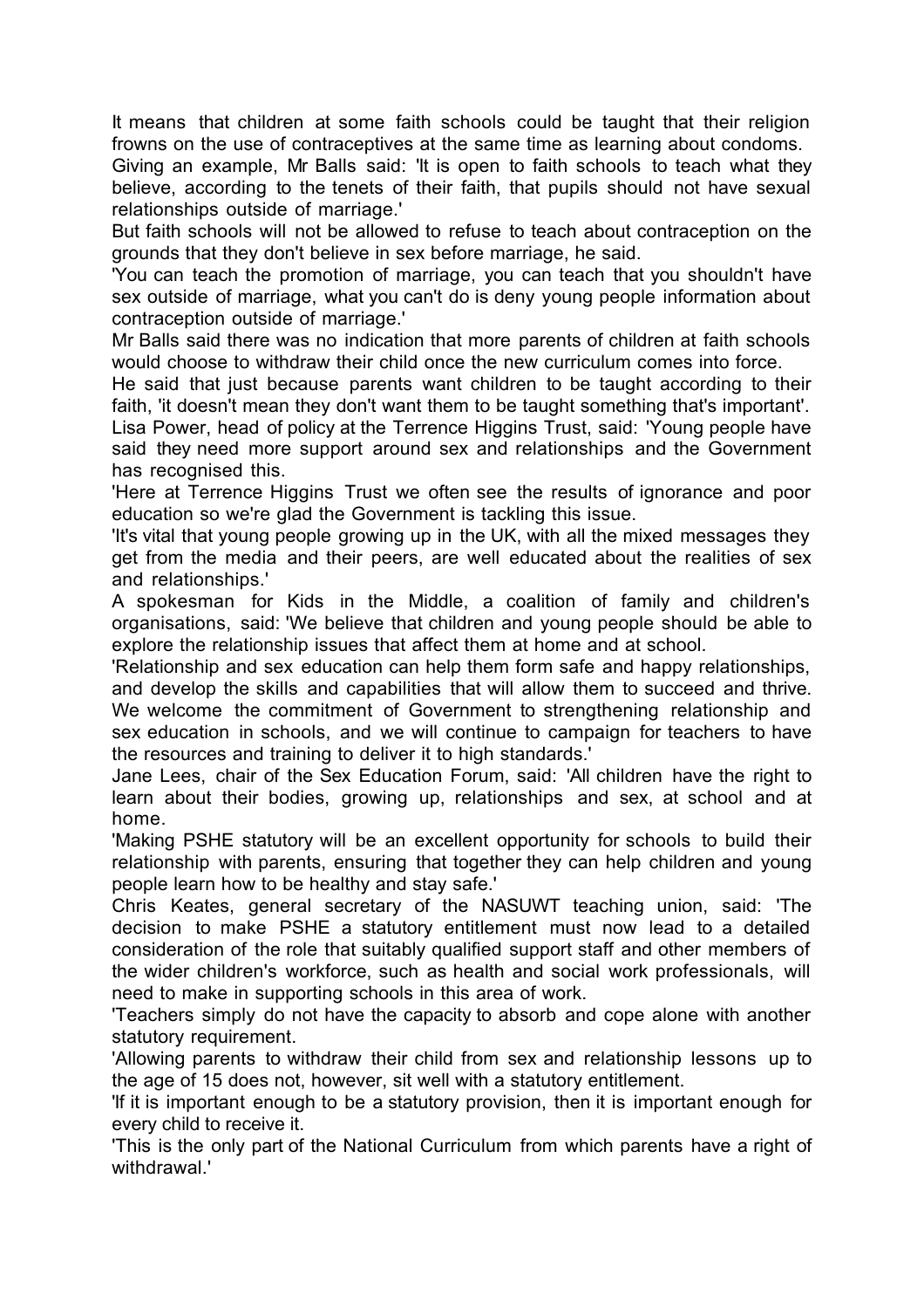It means that children at some faith schools could be taught that their religion frowns on the use of contraceptives at the same time as learning about condoms.

Giving an example, Mr Balls said: 'It is open to faith schools to teach what they believe, according to the tenets of their faith, that pupils should not have sexual relationships outside of marriage.'

But faith schools will not be allowed to refuse to teach about contraception on the grounds that they don't believe in sex before marriage, he said.

'You can teach the promotion of marriage, you can teach that you shouldn't have sex outside of marriage, what you can't do is deny young people information about contraception outside of marriage.'

Mr Balls said there was no indication that more parents of children at faith schools would choose to withdraw their child once the new curriculum comes into force.

He said that just because parents want children to be taught according to their faith, 'it doesn't mean they don't want them to be taught something that's important'.

Lisa Power, head of policy at the Terrence Higgins Trust, said: 'Young people have said they need more support around sex and relationships and the Government has recognised this.

'Here at Terrence Higgins Trust we often see the results of ignorance and poor education so we're glad the Government is tackling this issue.

'It's vital that young people growing up in the UK, with all the mixed messages they get from the media and their peers, are well educated about the realities of sex and relationships.'

A spokesman for Kids in the Middle, a coalition of family and children's organisations, said: 'We believe that children and young people should be able to explore the relationship issues that affect them at home and at school.

'Relationship and sex education can help them form safe and happy relationships, and develop the skills and capabilities that will allow them to succeed and thrive. We welcome the commitment of Government to strengthening relationship and sex education in schools, and we will continue to campaign for teachers to have the resources and training to deliver it to high standards.'

Jane Lees, chair of the Sex Education Forum, said: 'All children have the right to learn about their bodies, growing up, relationships and sex, at school and at home.

'Making PSHE statutory will be an excellent opportunity for schools to build their relationship with parents, ensuring that together they can help children and young people learn how to be healthy and stay safe.'

Chris Keates, general secretary of the NASUWT teaching union, said: 'The decision to make PSHE a statutory entitlement must now lead to a detailed consideration of the role that suitably qualified support staff and other members of the wider children's workforce, such as health and social work professionals, will need to make in supporting schools in this area of work.

'Teachers simply do not have the capacity to absorb and cope alone with another statutory requirement.

'Allowing parents to withdraw their child from sex and relationship lessons up to the age of 15 does not, however, sit well with a statutory entitlement.

'If it is important enough to be a statutory provision, then it is important enough for every child to receive it.

'This is the only part of the National Curriculum from which parents have a right of withdrawal.'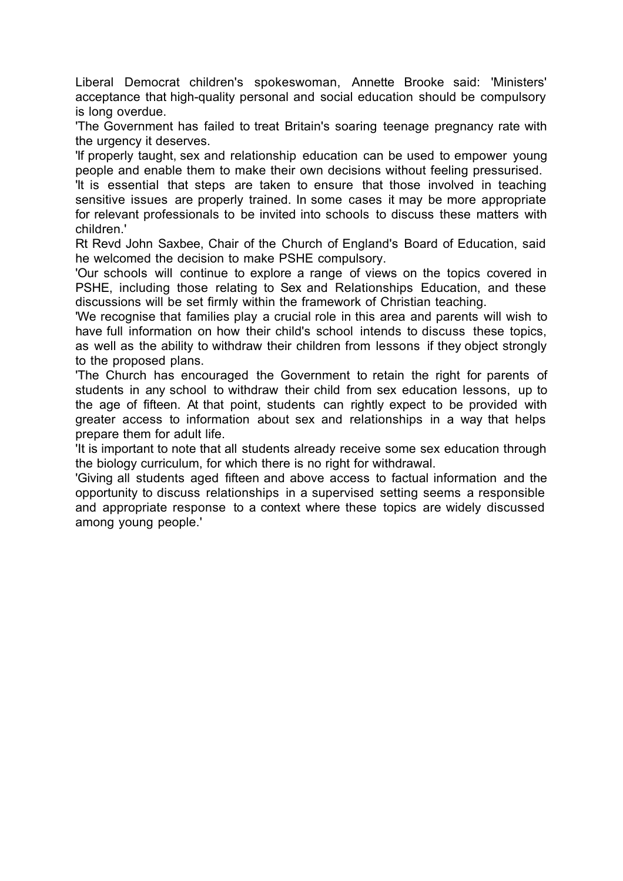Liberal Democrat children's spokeswoman, Annette Brooke said: 'Ministers' acceptance that high-quality personal and social education should be compulsory is long overdue.

'The Government has failed to treat Britain's soaring teenage pregnancy rate with the urgency it deserves.

'If properly taught, sex and relationship education can be used to empower young people and enable them to make their own decisions without feeling pressurised.

'It is essential that steps are taken to ensure that those involved in teaching sensitive issues are properly trained. In some cases it may be more appropriate for relevant professionals to be invited into schools to discuss these matters with children.'

Rt Revd John Saxbee, Chair of the Church of England's Board of Education, said he welcomed the decision to make PSHE compulsory.

'Our schools will continue to explore a range of views on the topics covered in PSHE, including those relating to Sex and Relationships Education, and these discussions will be set firmly within the framework of Christian teaching.

'We recognise that families play a crucial role in this area and parents will wish to have full information on how their child's school intends to discuss these topics, as well as the ability to withdraw their children from lessons if they object strongly to the proposed plans.

'The Church has encouraged the Government to retain the right for parents of students in any school to withdraw their child from sex education lessons, up to the age of fifteen. At that point, students can rightly expect to be provided with greater access to information about sex and relationships in a way that helps prepare them for adult life.

'It is important to note that all students already receive some sex education through the biology curriculum, for which there is no right for withdrawal.

'Giving all students aged fifteen and above access to factual information and the opportunity to discuss relationships in a supervised setting seems a responsible and appropriate response to a context where these topics are widely discussed among young people.'